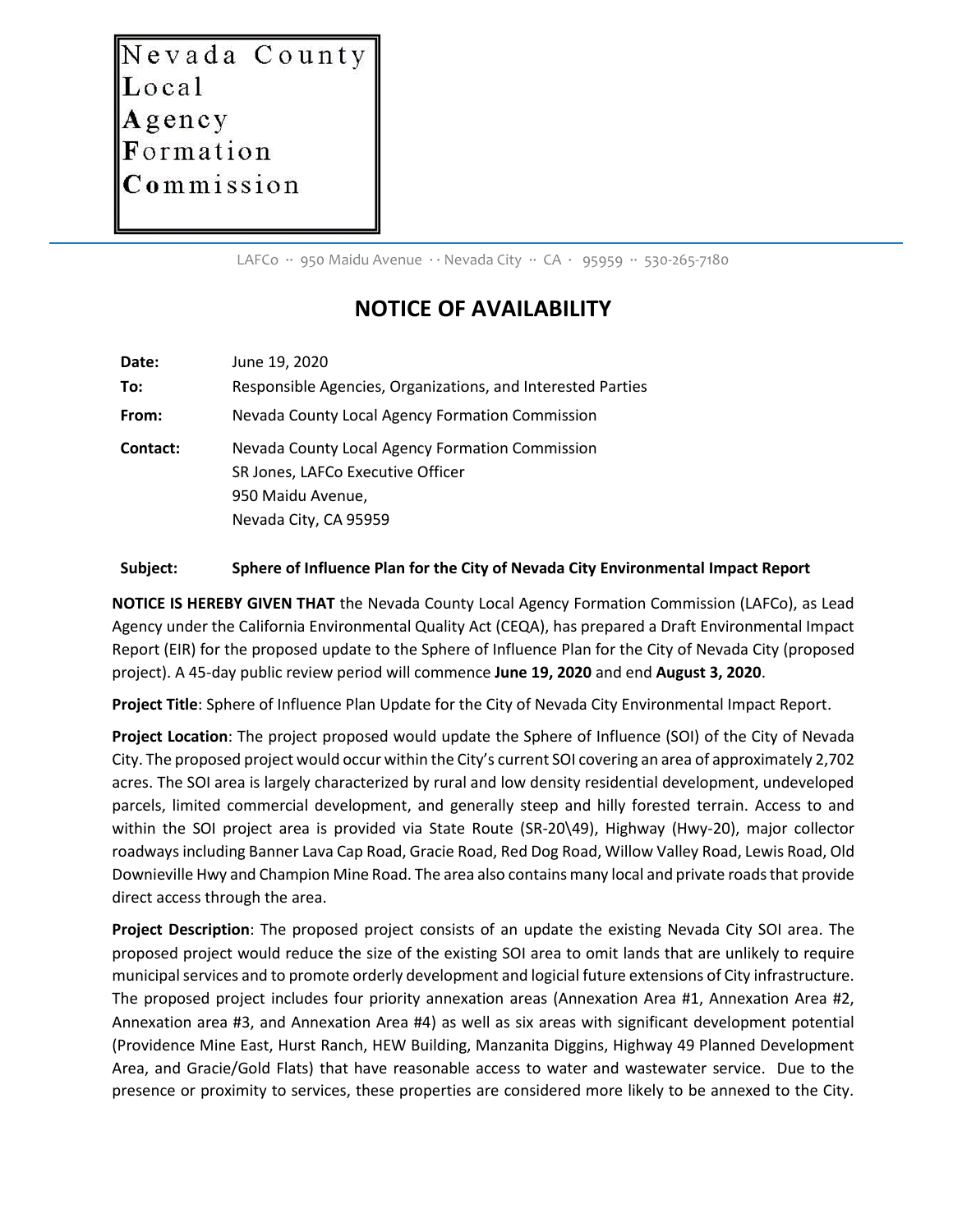Nevada County
Local
Agency
Formation
Commission

LAFCo ·· 950 Maidu Avenue ·· Nevada City ·· CA · 95959 ·· 530-265-7180

# NOTICE OF AVAILABILITY

**Date:** June 19, 2020

**To:** Responsible Agencies, Organizations, and Interested Parties

**From:** Nevada County Local Agency Formation Commission

**Contact:** Nevada County Local Agency Formation Commission
SR Jones, LAFCo Executive Officer
950 Maidu Avenue,
Nevada City, CA 95959

**Subject: Sphere of Influence Plan for the City of Nevada City Environmental Impact Report**

**NOTICE IS HEREBY GIVEN THAT** the Nevada County Local Agency Formation Commission (LAFCo), as Lead Agency under the California Environmental Quality Act (CEQA), has prepared a Draft Environmental Impact Report (EIR) for the proposed update to the Sphere of Influence Plan for the City of Nevada City (proposed project). A 45-day public review period will commence **June 19, 2020** and end **August 3, 2020**.

**Project Title**: Sphere of Influence Plan Update for the City of Nevada City Environmental Impact Report.

**Project Location**: The project proposed would update the Sphere of Influence (SOI) of the City of Nevada City. The proposed project would occur within the City's current SOI covering an area of approximately 2,702 acres. The SOI area is largely characterized by rural and low density residential development, undeveloped parcels, limited commercial development, and generally steep and hilly forested terrain. Access to and within the SOI project area is provided via State Route (SR-20\49), Highway (Hwy-20), major collector roadways including Banner Lava Cap Road, Gracie Road, Red Dog Road, Willow Valley Road, Lewis Road, Old Downieville Hwy and Champion Mine Road. The area also contains many local and private roads that provide direct access through the area.

**Project Description**: The proposed project consists of an update the existing Nevada City SOI area. The proposed project would reduce the size of the existing SOI area to omit lands that are unlikely to require municipal services and to promote orderly development and logicial future extensions of City infrastructure. The proposed project includes four priority annexation areas (Annexation Area #1, Annexation Area #2, Annexation area #3, and Annexation Area #4) as well as six areas with significant development potential (Providence Mine East, Hurst Ranch, HEW Building, Manzanita Diggins, Highway 49 Planned Development Area, and Gracie/Gold Flats) that have reasonable access to water and wastewater service. Due to the presence or proximity to services, these properties are considered more likely to be annexed to the City.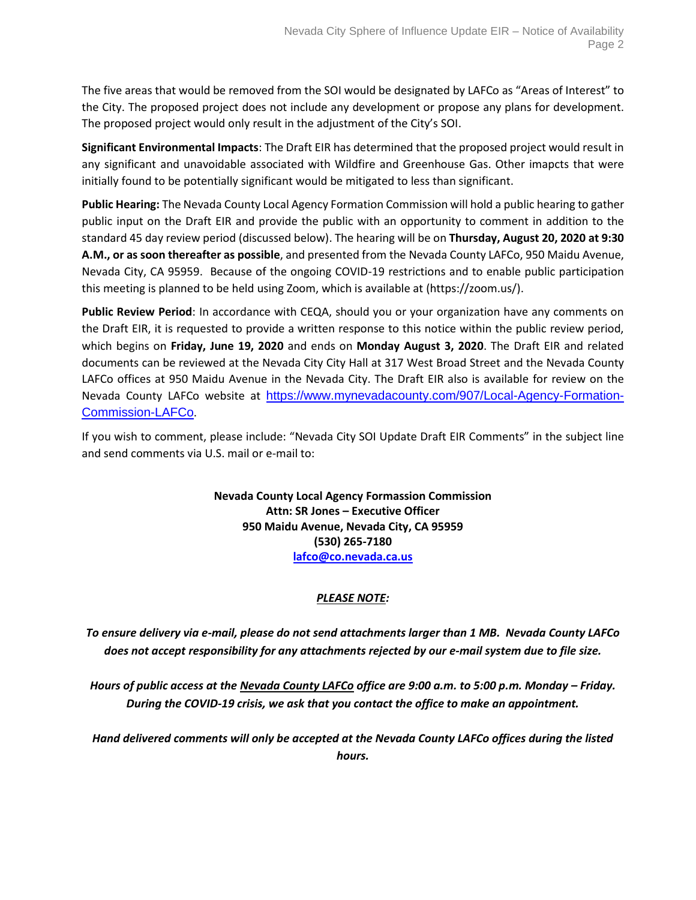The five areas that would be removed from the SOI would be designated by LAFCo as "Areas of Interest" to the City. The proposed project does not include any development or propose any plans for development. The proposed project would only result in the adjustment of the City's SOI.

**Significant Environmental Impacts**: The Draft EIR has determined that the proposed project would result in any significant and unavoidable associated with Wildfire and Greenhouse Gas. Other imapcts that were initially found to be potentially significant would be mitigated to less than significant.

**Public Hearing:** The Nevada County Local Agency Formation Commission will hold a public hearing to gather public input on the Draft EIR and provide the public with an opportunity to comment in addition to the standard 45 day review period (discussed below). The hearing will be on **Thursday, August 20, 2020 at 9:30 A.M., or as soon thereafter as possible**, and presented from the Nevada County LAFCo, 950 Maidu Avenue, Nevada City, CA 95959. Because of the ongoing COVID-19 restrictions and to enable public participation this meeting is planned to be held using Zoom, which is available at (https://zoom.us/).

**Public Review Period**: In accordance with CEQA, should you or your organization have any comments on the Draft EIR, it is requested to provide a written response to this notice within the public review period, which begins on **Friday, June 19, 2020** and ends on **Monday August 3, 2020**. The Draft EIR and related documents can be reviewed at the Nevada City City Hall at 317 West Broad Street and the Nevada County LAFCo offices at 950 Maidu Avenue in the Nevada City. The Draft EIR also is available for review on the Nevada County LAFCo website at https://www.mynevadacounty.com/907/Local-Agency-Formation-Commission-LAFCo.

If you wish to comment, please include: "Nevada City SOI Update Draft EIR Comments" in the subject line and send comments via U.S. mail or e-mail to:

**Nevada County Local Agency Formassion Commission**
**Attn: SR Jones – Executive Officer**
**950 Maidu Avenue, Nevada City, CA 95959**
**(530) 265-7180**
**lafco@co.nevada.ca.us**

***PLEASE NOTE:***

***To ensure delivery via e-mail, please do not send attachments larger than 1 MB. Nevada County LAFCo does not accept responsibility for any attachments rejected by our e-mail system due to file size.***

***Hours of public access at the Nevada County LAFCo office are 9:00 a.m. to 5:00 p.m. Monday – Friday. During the COVID-19 crisis, we ask that you contact the office to make an appointment.***

***Hand delivered comments will only be accepted at the Nevada County LAFCo offices during the listed hours.***